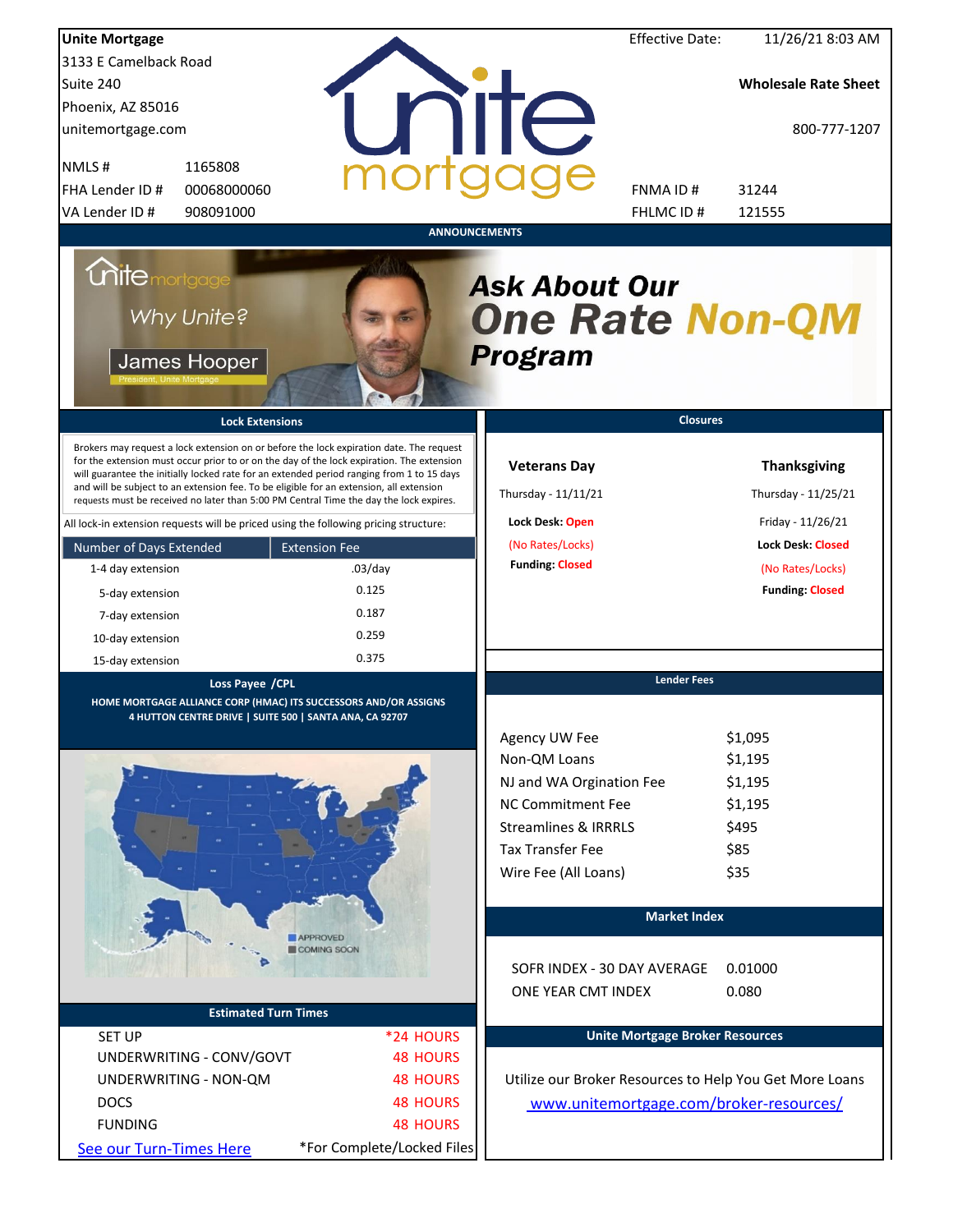**Unite Mortgage**
3133 E Camelback Road
Suite 240
Phoenix, AZ 85016
unitemortgage.com

| | |
|---|---|
| NMLS # | 1165808 |
| FHA Lender ID # | 00068000060 |
| VA Lender ID # | 908091000 |

Effective Date: 11/26/21 8:03 AM

**Wholesale Rate Sheet**

800-777-1207

| | |
|---|---|
| FNMA ID # | 31244 |
| FHLMC ID # | 121555 |

**ANNOUNCEMENTS**

Unite mortgage — Why Unite? — James Hooper, President, Unite Mortgage

***Ask About Our One Rate Non-QM Program***

## Lock Extensions

Brokers may request a lock extension on or before the lock expiration date. The request for the extension must occur prior to or on the day of the lock expiration. The extension will guarantee the initially locked rate for an extended period ranging from 1 to 15 days and will be subject to an extension fee. To be eligible for an extension, all extension requests must be received no later than 5:00 PM Central Time the day the lock expires.

All lock-in extension requests will be priced using the following pricing structure:

| Number of Days Extended | Extension Fee |
|---|---|
| 1-4 day extension | .03/day |
| 5-day extension | 0.125 |
| 7-day extension | 0.187 |
| 10-day extension | 0.259 |
| 15-day extension | 0.375 |

## Closures

**Veterans Day**
Thursday - 11/11/21
**Lock Desk:** Open
(No Rates/Locks)
**Funding:** Closed

**Thanksgiving**
Thursday - 11/25/21
Friday - 11/26/21
**Lock Desk:** Closed
(No Rates/Locks)
**Funding:** Closed

## Loss Payee /CPL

**HOME MORTGAGE ALLIANCE CORP (HMAC) ITS SUCCESSORS AND/OR ASSIGNS**
**4 HUTTON CENTRE DRIVE | SUITE 500 | SANTA ANA, CA 92707**

## Lender Fees

| | |
|---|---|
| Agency UW Fee | $1,095 |
| Non-QM Loans | $1,195 |
| NJ and WA Orgination Fee | $1,195 |
| NC Commitment Fee | $1,195 |
| Streamlines & IRRRLS | $495 |
| Tax Transfer Fee | $85 |
| Wire Fee (All Loans) | $35 |

APPROVED
COMING SOON

## Market Index

| | |
|---|---|
| SOFR INDEX - 30 DAY AVERAGE | 0.01000 |
| ONE YEAR CMT INDEX | 0.080 |

## Estimated Turn Times

| | |
|---|---|
| SET UP | *24 HOURS |
| UNDERWRITING - CONV/GOVT | 48 HOURS |
| UNDERWRITING - NON-QM | 48 HOURS |
| DOCS | 48 HOURS |
| FUNDING | 48 HOURS |

See our Turn-Times Here

*For Complete/Locked Files

## Unite Mortgage Broker Resources

Utilize our Broker Resources to Help You Get More Loans

www.unitemortgage.com/broker-resources/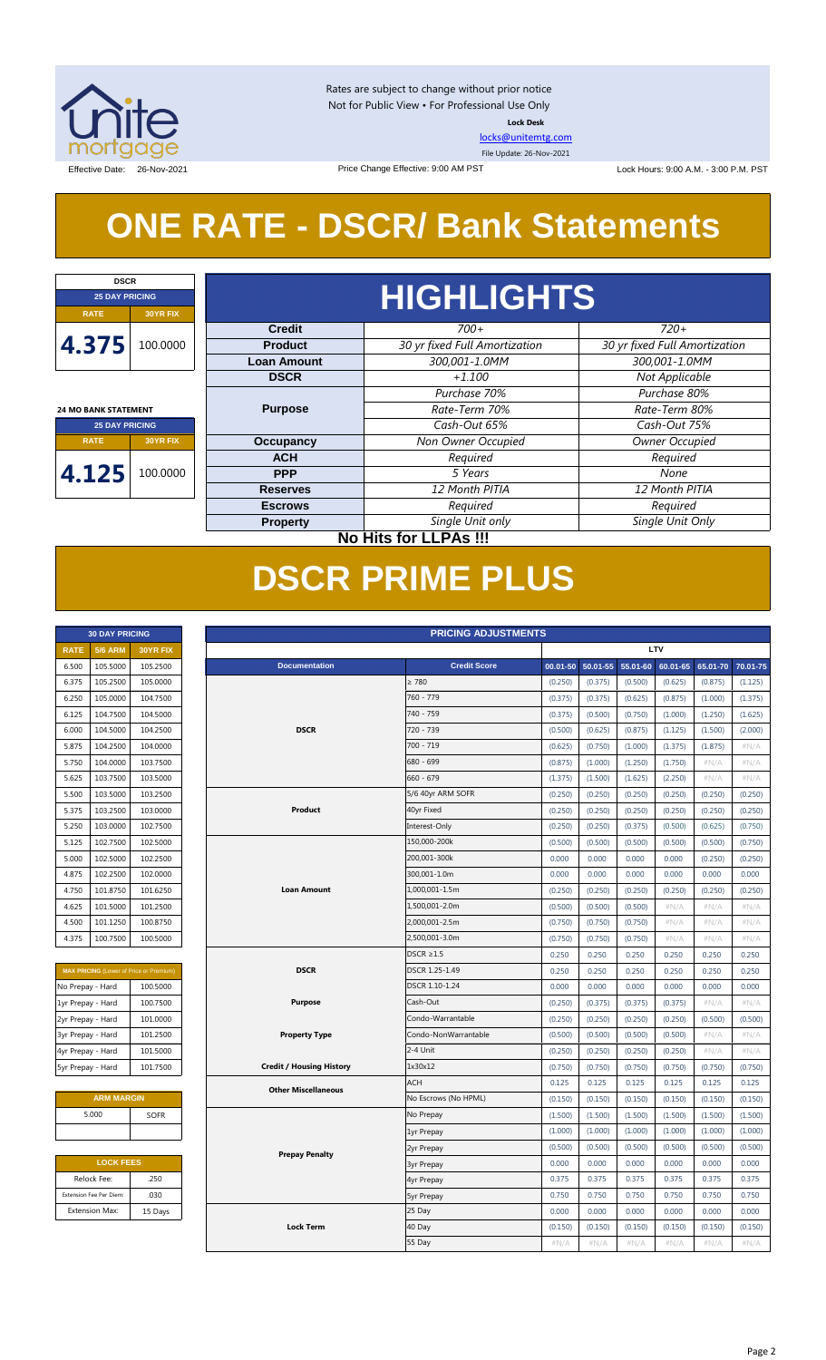Rates are subject to change without prior notice
Not for Public View • For Professional Use Only
**Lock Desk**
locks@unitemtg.com
File Update: 26-Nov-2021

Effective Date: 26-Nov-2021 | Price Change Effective: 9:00 AM PST | Lock Hours: 9:00 A.M. - 3:00 P.M. PST

# ONE RATE - DSCR/ Bank Statements

| DSCR | |
|---|---|
| 25 DAY PRICING | |
| RATE | 30YR FIX |
| 4.375 | 100.0000 |

| 24 MO BANK STATEMENT | |
|---|---|
| 25 DAY PRICING | |
| RATE | 30YR FIX |
| 4.125 | 100.0000 |

## HIGHLIGHTS

| | | |
|---|---|---|
| **Credit** | *700+* | *720+* |
| **Product** | *30 yr fixed Full Amortization* | *30 yr fixed Full Amortization* |
| **Loan Amount** | *300,001-1.0MM* | *300,001-1.0MM* |
| **DSCR** | *+1.100* | *Not Applicable* |
| **Purpose** | *Purchase 70%* | *Purchase 80%* |
| | *Rate-Term 70%* | *Rate-Term 80%* |
| | *Cash-Out 65%* | *Cash-Out 75%* |
| **Occupancy** | *Non Owner Occupied* | *Owner Occupied* |
| **ACH** | *Required* | *Required* |
| **PPP** | *5 Years* | *None* |
| **Reserves** | *12 Month PITIA* | *12 Month PITIA* |
| **Escrows** | *Required* | *Required* |
| **Property** | *Single Unit only* | *Single Unit Only* |

**No Hits for LLPAs !!!**

# DSCR PRIME PLUS

| 30 DAY PRICING | | |
|---|---|---|
| RATE | 5/6 ARM | 30YR FIX |
| 6.500 | 105.5000 | 105.2500 |
| 6.375 | 105.2500 | 105.0000 |
| 6.250 | 105.0000 | 104.7500 |
| 6.125 | 104.7500 | 104.5000 |
| 6.000 | 104.5000 | 104.2500 |
| 5.875 | 104.2500 | 104.0000 |
| 5.750 | 104.0000 | 103.7500 |
| 5.625 | 103.7500 | 103.5000 |
| 5.500 | 103.5000 | 103.2500 |
| 5.375 | 103.2500 | 103.0000 |
| 5.250 | 103.0000 | 102.7500 |
| 5.125 | 102.7500 | 102.5000 |
| 5.000 | 102.5000 | 102.2500 |
| 4.875 | 102.2500 | 102.0000 |
| 4.750 | 101.8750 | 101.6250 |
| 4.625 | 101.5000 | 101.2500 |
| 4.500 | 101.1250 | 100.8750 |
| 4.375 | 100.7500 | 100.5000 |

| MAX PRICING (Lower of Price or Premium) | |
|---|---|
| No Prepay - Hard | 100.5000 |
| 1yr Prepay - Hard | 100.7500 |
| 2yr Prepay - Hard | 101.0000 |
| 3yr Prepay - Hard | 101.2500 |
| 4yr Prepay - Hard | 101.5000 |
| 5yr Prepay - Hard | 101.7500 |

| ARM MARGIN | |
|---|---|
| 5.000 | SOFR |

| LOCK FEES | |
|---|---|
| Relock Fee: | .250 |
| Extension Fee Per Diem: | .030 |
| Extension Max: | 15 Days |

| PRICING ADJUSTMENTS | | LTV | | | | | |
|---|---|---|---|---|---|---|---|
| Documentation | Credit Score | 00.01-50 | 50.01-55 | 55.01-60 | 60.01-65 | 65.01-70 | 70.01-75 |
| DSCR | ≥ 780 | (0.250) | (0.375) | (0.500) | (0.625) | (0.875) | (1.125) |
| | 760 - 779 | (0.375) | (0.375) | (0.625) | (0.875) | (1.000) | (1.375) |
| | 740 - 759 | (0.375) | (0.500) | (0.750) | (1.000) | (1.250) | (1.625) |
| | 720 - 739 | (0.500) | (0.625) | (0.875) | (1.125) | (1.500) | (2.000) |
| | 700 - 719 | (0.625) | (0.750) | (1.000) | (1.375) | (1.875) | #N/A |
| | 680 - 699 | (0.875) | (1.000) | (1.250) | (1.750) | #N/A | #N/A |
| | 660 - 679 | (1.375) | (1.500) | (1.625) | (2.250) | #N/A | #N/A |
| Product | 5/6 40yr ARM SOFR | (0.250) | (0.250) | (0.250) | (0.250) | (0.250) | (0.250) |
| | 40yr Fixed | (0.250) | (0.250) | (0.250) | (0.250) | (0.250) | (0.250) |
| | Interest-Only | (0.250) | (0.250) | (0.375) | (0.500) | (0.625) | (0.750) |
| Loan Amount | 150,000-200k | (0.500) | (0.500) | (0.500) | (0.500) | (0.500) | (0.750) |
| | 200,001-300k | 0.000 | 0.000 | 0.000 | 0.000 | (0.250) | (0.250) |
| | 300,001-1.0m | 0.000 | 0.000 | 0.000 | 0.000 | 0.000 | 0.000 |
| | 1,000,001-1.5m | (0.250) | (0.250) | (0.250) | (0.250) | (0.250) | (0.250) |
| | 1,500,001-2.0m | (0.500) | (0.500) | (0.500) | #N/A | #N/A | #N/A |
| | 2,000,001-2.5m | (0.750) | (0.750) | (0.750) | #N/A | #N/A | #N/A |
| | 2,500,001-3.0m | (0.750) | (0.750) | (0.750) | #N/A | #N/A | #N/A |
| DSCR | DSCR ≥1.5 | 0.250 | 0.250 | 0.250 | 0.250 | 0.250 | 0.250 |
| | DSCR 1.25-1.49 | 0.250 | 0.250 | 0.250 | 0.250 | 0.250 | 0.250 |
| | DSCR 1.10-1.24 | 0.000 | 0.000 | 0.000 | 0.000 | 0.000 | 0.000 |
| Purpose | Cash-Out | (0.250) | (0.375) | (0.375) | (0.375) | #N/A | #N/A |
| Property Type | Condo-Warrantable | (0.250) | (0.250) | (0.250) | (0.250) | (0.500) | (0.500) |
| | Condo-NonWarrantable | (0.500) | (0.500) | (0.500) | (0.500) | #N/A | #N/A |
| | 2-4 Unit | (0.250) | (0.250) | (0.250) | (0.250) | #N/A | #N/A |
| Credit / Housing History | 1x30x12 | (0.750) | (0.750) | (0.750) | (0.750) | (0.750) | (0.750) |
| Other Miscellaneous | ACH | 0.125 | 0.125 | 0.125 | 0.125 | 0.125 | 0.125 |
| | No Escrows (No HPML) | (0.150) | (0.150) | (0.150) | (0.150) | (0.150) | (0.150) |
| Prepay Penalty | No Prepay | (1.500) | (1.500) | (1.500) | (1.500) | (1.500) | (1.500) |
| | 1yr Prepay | (1.000) | (1.000) | (1.000) | (1.000) | (1.000) | (1.000) |
| | 2yr Prepay | (0.500) | (0.500) | (0.500) | (0.500) | (0.500) | (0.500) |
| | 3yr Prepay | 0.000 | 0.000 | 0.000 | 0.000 | 0.000 | 0.000 |
| | 4yr Prepay | 0.375 | 0.375 | 0.375 | 0.375 | 0.375 | 0.375 |
| | 5yr Prepay | 0.750 | 0.750 | 0.750 | 0.750 | 0.750 | 0.750 |
| Lock Term | 25 Day | 0.000 | 0.000 | 0.000 | 0.000 | 0.000 | 0.000 |
| | 40 Day | (0.150) | (0.150) | (0.150) | (0.150) | (0.150) | (0.150) |
| | 55 Day | #N/A | #N/A | #N/A | #N/A | #N/A | #N/A |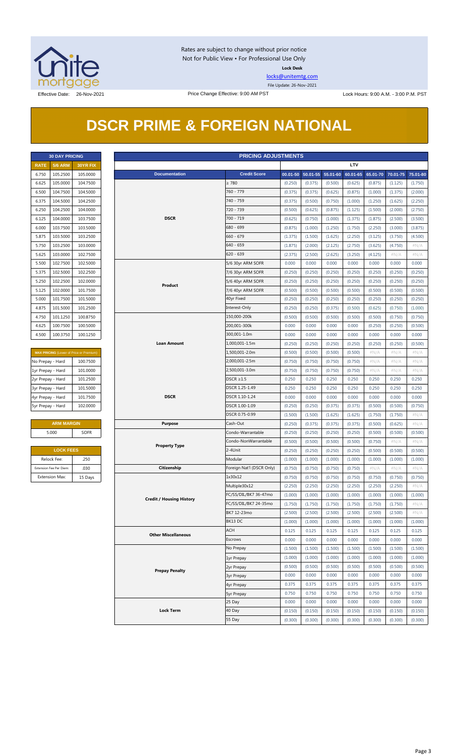Rates are subject to change without prior notice
Not for Public View • For Professional Use Only

**Lock Desk**

locks@unitemtg.com

File Update: 26-Nov-2021

Effective Date: 26-Nov-2021

Price Change Effective: 9:00 AM PST

Lock Hours: 9:00 A.M. - 3:00 P.M. PST

# DSCR PRIME & FOREIGN NATIONAL

| 30 DAY PRICING | | |
|---|---|---|
| **RATE** | **5/6 ARM** | **30YR FIX** |
| 6.750 | 105.2500 | 105.0000 |
| 6.625 | 105.0000 | 104.7500 |
| 6.500 | 104.7500 | 104.5000 |
| 6.375 | 104.5000 | 104.2500 |
| 6.250 | 104.2500 | 104.0000 |
| 6.125 | 104.0000 | 103.7500 |
| 6.000 | 103.7500 | 103.5000 |
| 5.875 | 103.5000 | 103.2500 |
| 5.750 | 103.2500 | 103.0000 |
| 5.625 | 103.0000 | 102.7500 |
| 5.500 | 102.7500 | 102.5000 |
| 5.375 | 102.5000 | 102.2500 |
| 5.250 | 102.2500 | 102.0000 |
| 5.125 | 102.0000 | 101.7500 |
| 5.000 | 101.7500 | 101.5000 |
| 4.875 | 101.5000 | 101.2500 |
| 4.750 | 101.1250 | 100.8750 |
| 4.625 | 100.7500 | 100.5000 |
| 4.500 | 100.3750 | 100.1250 |

| MAX PRICING (Lower of Price or Premium) | |
|---|---|
| No Prepay - Hard | 100.7500 |
| 1yr Prepay - Hard | 101.0000 |
| 2yr Prepay - Hard | 101.2500 |
| 3yr Prepay - Hard | 101.5000 |
| 4yr Prepay - Hard | 101.7500 |
| 5yr Prepay - Hard | 102.0000 |

| ARM MARGIN | |
|---|---|
| 5.000 | SOFR |

| LOCK FEES | |
|---|---|
| Relock Fee: | .250 |
| Extension Fee Per Diem: | .030 |
| Extension Max: | 15 Days |

| PRICING ADJUSTMENTS | | | | | | | | |
|---|---|---|---|---|---|---|---|---|
| | | LTV | | | | | | |
| **Documentation** | **Credit Score** | **00.01-50** | **50.01-55** | **55.01-60** | **60.01-65** | **65.01-70** | **70.01-75** | **75.01-80** |
| DSCR | ≥ 780 | (0.250) | (0.375) | (0.500) | (0.625) | (0.875) | (1.125) | (1.750) |
| | 760 - 779 | (0.375) | (0.375) | (0.625) | (0.875) | (1.000) | (1.375) | (2.000) |
| | 740 - 759 | (0.375) | (0.500) | (0.750) | (1.000) | (1.250) | (1.625) | (2.250) |
| | 720 - 739 | (0.500) | (0.625) | (0.875) | (1.125) | (1.500) | (2.000) | (2.750) |
| | 700 - 719 | (0.625) | (0.750) | (1.000) | (1.375) | (1.875) | (2.500) | (3.500) |
| | 680 - 699 | (0.875) | (1.000) | (1.250) | (1.750) | (2.250) | (3.000) | (3.875) |
| | 660 - 679 | (1.375) | (1.500) | (1.625) | (2.250) | (3.125) | (3.750) | (4.500) |
| | 640 - 659 | (1.875) | (2.000) | (2.125) | (2.750) | (3.625) | (4.750) | #N/A |
| | 620 - 639 | (2.375) | (2.500) | (2.625) | (3.250) | (4.125) | #N/A | #N/A |
| Product | 5/6 30yr ARM SOFR | 0.000 | 0.000 | 0.000 | 0.000 | 0.000 | 0.000 | 0.000 |
| | 7/6 30yr ARM SOFR | (0.250) | (0.250) | (0.250) | (0.250) | (0.250) | (0.250) | (0.250) |
| | 5/6 40yr ARM SOFR | (0.250) | (0.250) | (0.250) | (0.250) | (0.250) | (0.250) | (0.250) |
| | 7/6 40yr ARM SOFR | (0.500) | (0.500) | (0.500) | (0.500) | (0.500) | (0.500) | (0.500) |
| | 40yr Fixed | (0.250) | (0.250) | (0.250) | (0.250) | (0.250) | (0.250) | (0.250) |
| | Interest-Only | (0.250) | (0.250) | (0.375) | (0.500) | (0.625) | (0.750) | (1.000) |
| Loan Amount | 150,000-200k | (0.500) | (0.500) | (0.500) | (0.500) | (0.500) | (0.750) | (0.750) |
| | 200,001-300k | 0.000 | 0.000 | 0.000 | 0.000 | (0.250) | (0.250) | (0.500) |
| | 300,001-1.0m | 0.000 | 0.000 | 0.000 | 0.000 | 0.000 | 0.000 | 0.000 |
| | 1,000,001-1.5m | (0.250) | (0.250) | (0.250) | (0.250) | (0.250) | (0.250) | (0.500) |
| | 1,500,001-2.0m | (0.500) | (0.500) | (0.500) | (0.500) | #N/A | #N/A | #N/A |
| | 2,000,001-2.5m | (0.750) | (0.750) | (0.750) | (0.750) | #N/A | #N/A | #N/A |
| | 2,500,001-3.0m | (0.750) | (0.750) | (0.750) | (0.750) | #N/A | #N/A | #N/A |
| DSCR | DSCR ≥1.5 | 0.250 | 0.250 | 0.250 | 0.250 | 0.250 | 0.250 | 0.250 |
| | DSCR 1.25-1.49 | 0.250 | 0.250 | 0.250 | 0.250 | 0.250 | 0.250 | 0.250 |
| | DSCR 1.10-1.24 | 0.000 | 0.000 | 0.000 | 0.000 | 0.000 | 0.000 | 0.000 |
| | DSCR 1.00-1.09 | (0.250) | (0.250) | (0.375) | (0.375) | (0.500) | (0.500) | (0.750) |
| | DSCR 0.75-0.99 | (1.500) | (1.500) | (1.625) | (1.625) | (1.750) | (1.750) | #N/A |
| Purpose | Cash-Out | (0.250) | (0.375) | (0.375) | (0.375) | (0.500) | (0.625) | #N/A |
| Property Type | Condo-Warrantable | (0.250) | (0.250) | (0.250) | (0.250) | (0.500) | (0.500) | (0.500) |
| | Condo-NonWarrantable | (0.500) | (0.500) | (0.500) | (0.500) | (0.750) | #N/A | #N/A |
| | 2-4Unit | (0.250) | (0.250) | (0.250) | (0.250) | (0.500) | (0.500) | (0.500) |
| | Modular | (1.000) | (1.000) | (1.000) | (1.000) | (1.000) | (1.000) | (1.000) |
| Citizenship | Foreign Nat'l (DSCR Only) | (0.750) | (0.750) | (0.750) | (0.750) | #N/A | #N/A | #N/A |
| Credit / Housing History | 1x30x12 | (0.750) | (0.750) | (0.750) | (0.750) | (0.750) | (0.750) | (0.750) |
| | Multiple30x12 | (2.250) | (2.250) | (2.250) | (2.250) | (2.250) | (2.250) | #N/A |
| | FC/SS/DIL/BK7 36-47mo | (1.000) | (1.000) | (1.000) | (1.000) | (1.000) | (1.000) | (1.000) |
| | FC/SS/DIL/BK7 24-35mo | (1.750) | (1.750) | (1.750) | (1.750) | (1.750) | (1.750) | #N/A |
| | BK7 12-23mo | (2.500) | (2.500) | (2.500) | (2.500) | (2.500) | (2.500) | #N/A |
| | BK13 DC | (1.000) | (1.000) | (1.000) | (1.000) | (1.000) | (1.000) | (1.000) |
| Other Miscellaneous | ACH | 0.125 | 0.125 | 0.125 | 0.125 | 0.125 | 0.125 | 0.125 |
| | Escrows | 0.000 | 0.000 | 0.000 | 0.000 | 0.000 | 0.000 | 0.000 |
| Prepay Penalty | No Prepay | (1.500) | (1.500) | (1.500) | (1.500) | (1.500) | (1.500) | (1.500) |
| | 1yr Prepay | (1.000) | (1.000) | (1.000) | (1.000) | (1.000) | (1.000) | (1.000) |
| | 2yr Prepay | (0.500) | (0.500) | (0.500) | (0.500) | (0.500) | (0.500) | (0.500) |
| | 3yr Prepay | 0.000 | 0.000 | 0.000 | 0.000 | 0.000 | 0.000 | 0.000 |
| | 4yr Prepay | 0.375 | 0.375 | 0.375 | 0.375 | 0.375 | 0.375 | 0.375 |
| | 5yr Prepay | 0.750 | 0.750 | 0.750 | 0.750 | 0.750 | 0.750 | 0.750 |
| Lock Term | 25 Day | 0.000 | 0.000 | 0.000 | 0.000 | 0.000 | 0.000 | 0.000 |
| | 40 Day | (0.150) | (0.150) | (0.150) | (0.150) | (0.150) | (0.150) | (0.150) |
| | 55 Day | (0.300) | (0.300) | (0.300) | (0.300) | (0.300) | (0.300) | (0.300) |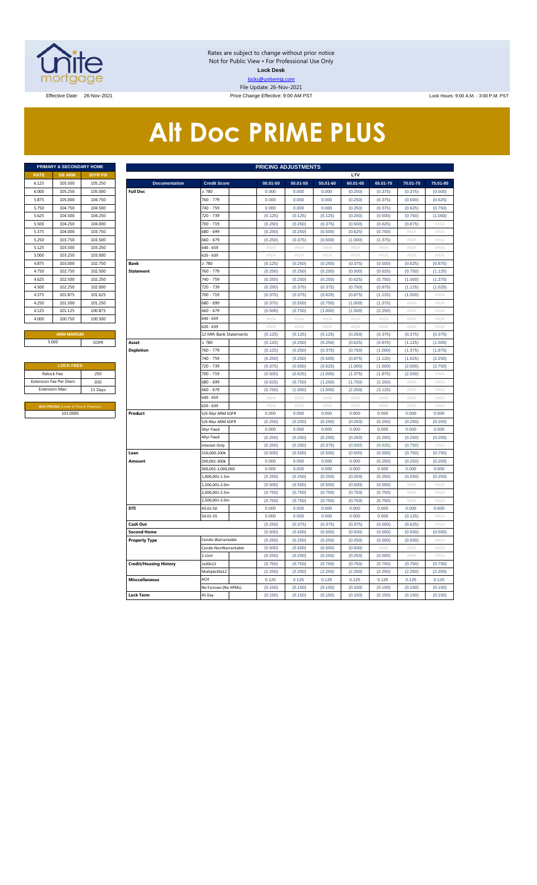Rates are subject to change without prior notice
Not for Public View • For Professional Use Only
**Lock Desk**
locks@unitemtg.com
File Update: 26-Nov-2021

Effective Date: 26-Nov-2021 | Price Change Effective: 9:00 AM PST | Lock Hours: 9:00 A.M. - 3:00 P.M. PST

# Alt Doc PRIME PLUS

| PRIMARY & SECONDARY HOME | | |
|---|---|---|
| **RATE** | **5/6 ARM** | **30YR FIX** |
| 6.125 | 105.500 | 105.250 |
| 6.000 | 105.250 | 105.000 |
| 5.875 | 105.000 | 104.750 |
| 5.750 | 104.750 | 104.500 |
| 5.625 | 104.500 | 104.250 |
| 5.500 | 104.250 | 104.000 |
| 5.375 | 104.000 | 103.750 |
| 5.250 | 103.750 | 103.500 |
| 5.125 | 103.500 | 103.250 |
| 5.000 | 103.250 | 103.000 |
| 4.875 | 103.000 | 102.750 |
| 4.750 | 102.750 | 102.500 |
| 4.625 | 102.500 | 102.250 |
| 4.500 | 102.250 | 102.000 |
| 4.375 | 101.875 | 101.625 |
| 4.250 | 101.500 | 101.250 |
| 4.125 | 101.125 | 100.875 |
| 4.000 | 100.750 | 100.500 |

| ARM MARGIN | |
|---|---|
| 5.000 | SOFR |

| LOCK FEES | |
|---|---|
| Relock Fee: | .250 |
| Extension Fee Per Diem | .030 |
| Extension Max: | 15 Days |

| MAX PRICING (Lower of Price or Premium) |
|---|
| 101.0000 |

| PRICING ADJUSTMENTS | | | | | | | | | |
|---|---|---|---|---|---|---|---|---|---|
| | | LTV | | | | | | | |
| **Documentation** | **Credit Score** | **00.01-50** | **50.01-55** | **55.01-60** | **60.01-65** | **65.01-70** | **70.01-75** | **75.01-80** |
| **Full Doc** | ≥ 780 | 0.000 | 0.000 | 0.000 | (0.250) | (0.375) | (0.375) | (0.500) |
| | 760 - 779 | 0.000 | 0.000 | 0.000 | (0.250) | (0.375) | (0.500) | (0.625) |
| | 740 - 759 | 0.000 | 0.000 | 0.000 | (0.250) | (0.375) | (0.625) | (0.750) |
| | 720 - 739 | (0.125) | (0.125) | (0.125) | (0.250) | (0.500) | (0.750) | (1.000) |
| | 700 - 719 | (0.250) | (0.250) | (0.375) | (0.500) | (0.625) | (0.875) | #N/A |
| | 680 - 699 | (0.250) | (0.250) | (0.500) | (0.625) | (0.750) | #N/A | #N/A |
| | 660 - 679 | (0.250) | (0.375) | (0.500) | (1.000) | (1.375) | #N/A | #N/A |
| | 640 - 659 | #N/A | #N/A | #N/A | #N/A | #N/A | #N/A | #N/A |
| | 620 - 639 | #N/A | #N/A | #N/A | #N/A | #N/A | #N/A | #N/A |
| **Bank Statement** | ≥ 780 | (0.125) | (0.250) | (0.250) | (0.375) | (0.500) | (0.625) | (0.875) |
| | 760 - 779 | (0.250) | (0.250) | (0.250) | (0.500) | (0.625) | (0.750) | (1.125) |
| | 740 - 759 | (0.250) | (0.250) | (0.250) | (0.625) | (0.750) | (1.000) | (1.375) |
| | 720 - 739 | (0.250) | (0.375) | (0.375) | (0.750) | (0.875) | (1.125) | (1.625) |
| | 700 - 719 | (0.375) | (0.375) | (0.625) | (0.875) | (1.125) | (1.500) | #N/A |
| | 680 - 699 | (0.375) | (0.500) | (0.750) | (1.000) | (1.375) | #N/A | #N/A |
| | 660 - 679 | (0.500) | (0.750) | (1.000) | (1.500) | (2.250) | #N/A | #N/A |
| | 640 - 659 | #N/A | #N/A | #N/A | #N/A | #N/A | #N/A | #N/A |
| | 620 - 639 | #N/A | #N/A | #N/A | #N/A | #N/A | #N/A | #N/A |
| | 12 Mth Bank Statements | (0.125) | (0.125) | (0.125) | (0.250) | (0.375) | (0.375) | (0.375) |
| **Asset Depletion** | ≥ 780 | (0.125) | (0.250) | (0.250) | (0.625) | (0.875) | (1.125) | (1.500) |
| | 760 - 779 | (0.125) | (0.250) | (0.375) | (0.750) | (1.000) | (1.375) | (1.875) |
| | 740 - 759 | (0.250) | (0.250) | (0.500) | (0.875) | (1.125) | (1.625) | (2.250) |
| | 720 - 739 | (0.375) | (0.500) | (0.625) | (1.000) | (1.500) | (2.000) | (2.750) |
| | 700 - 719 | (0.500) | (0.625) | (1.000) | (1.375) | (1.875) | (2.500) | #N/A |
| | 680 - 699 | (0.625) | (0.750) | (1.250) | (1.750) | (2.250) | #N/A | #N/A |
| | 660 - 679 | (0.750) | (1.000) | (1.500) | (2.250) | (3.125) | #N/A | #N/A |
| | 640 - 659 | #N/A | #N/A | #N/A | #N/A | #N/A | #N/A | #N/A |
| | 620 - 639 | #N/A | #N/A | #N/A | #N/A | #N/A | #N/A | #N/A |
| **Product** | 5/6 30yr ARM SOFR | 0.000 | 0.000 | 0.000 | 0.000 | 0.000 | 0.000 | 0.000 |
| | 5/6 40yr ARM SOFR | (0.250) | (0.250) | (0.250) | (0.250) | (0.250) | (0.250) | (0.250) |
| | 30yr Fixed | 0.000 | 0.000 | 0.000 | 0.000 | 0.000 | 0.000 | 0.000 |
| | 40yr Fixed | (0.250) | (0.250) | (0.250) | (0.250) | (0.250) | (0.250) | (0.250) |
| | Interest-Only | (0.250) | (0.250) | (0.375) | (0.500) | (0.625) | (0.750) | #N/A |
| **Loan Amount** | 150,000-200k | (0.500) | (0.500) | (0.500) | (0.500) | (0.500) | (0.750) | (0.750) |
| | 200,001-300k | 0.000 | 0.000 | 0.000 | 0.000 | (0.250) | (0.250) | (0.250) |
| | 300,001-1,000,000 | 0.000 | 0.000 | 0.000 | 0.000 | 0.000 | 0.000 | 0.000 |
| | 1,000,001-1.5m | (0.250) | (0.250) | (0.250) | (0.250) | (0.250) | (0.250) | (0.250) |
| | 1,500,001-2.0m | (0.500) | (0.500) | (0.500) | (0.500) | (0.500) | #N/A | #N/A |
| | 2,000,001-2.5m | (0.750) | (0.750) | (0.750) | (0.750) | (0.750) | #N/A | #N/A |
| | 2,500,001-3.0m | (0.750) | (0.750) | (0.750) | (0.750) | (0.750) | #N/A | #N/A |
| **DTI** | 43.01-50 | 0.000 | 0.000 | 0.000 | 0.000 | 0.000 | 0.000 | 0.000 |
| | 50.01-55 | 0.000 | 0.000 | 0.000 | 0.000 | 0.000 | (0.125) | #N/A |
| **Cash Out** | | (0.250) | (0.375) | (0.375) | (0.375) | (0.500) | (0.625) | #N/A |
| **Second Home** | | (0.500) | (0.500) | (0.500) | (0.500) | (0.500) | (0.500) | (0.500) |
| **Property Type** | Condo-Warrantable | (0.250) | (0.250) | (0.250) | (0.250) | (0.500) | (0.500) | #N/A |
| | Condo-NonWarrantable | (0.500) | (0.500) | (0.500) | (0.500) | #N/A | #N/A | #N/A |
| | 2-Unit | (0.250) | (0.250) | (0.250) | (0.250) | (0.500) | #N/A | #N/A |
| **Credit/Housing History** | 1x30x12 | (0.750) | (0.750) | (0.750) | (0.750) | (0.750) | (0.750) | (0.750) |
| | Multiple30x12 | (2.250) | (2.250) | (2.250) | (2.250) | (2.250) | (2.250) | (2.250) |
| **Misccellaneous** | ACH | 0.125 | 0.125 | 0.125 | 0.125 | 0.125 | 0.125 | 0.125 |
| | No Escrows (No HPML) | (0.150) | (0.150) | (0.150) | (0.150) | (0.150) | (0.150) | (0.150) |
| **Lock Term** | 45 Day | (0.150) | (0.150) | (0.150) | (0.150) | (0.150) | (0.150) | (0.150) |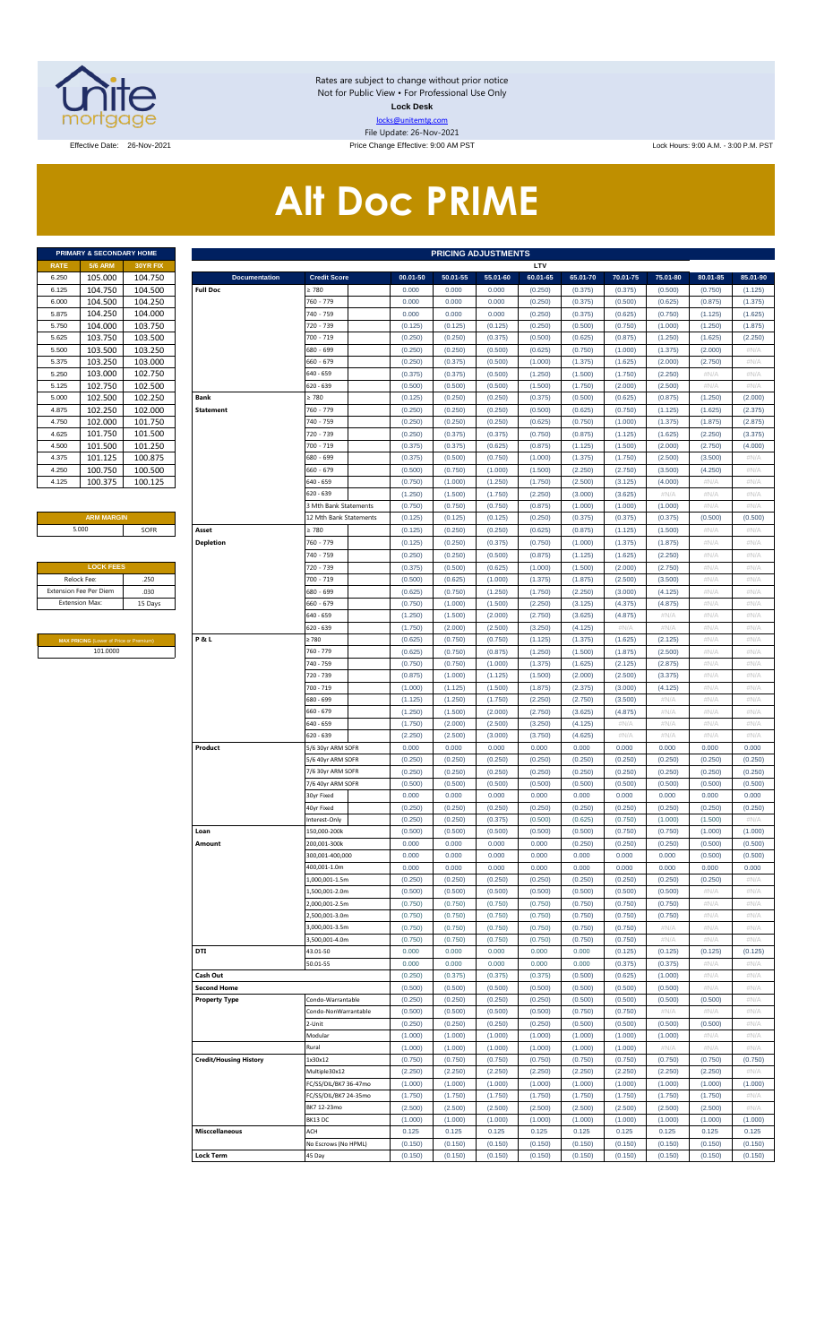Rates are subject to change without prior notice
Not for Public View • For Professional Use Only
**Lock Desk**
locks@unitemtg.com
File Update: 26-Nov-2021

Effective Date: 26-Nov-2021 | Price Change Effective: 9:00 AM PST | Lock Hours: 9:00 A.M. - 3:00 P.M. PST

# Alt Doc PRIME

| PRIMARY & SECONDARY HOME | | |
|---|---|---|
| RATE | 5/6 ARM | 30YR FIX |
| 6.250 | 105.000 | 104.750 |
| 6.125 | 104.750 | 104.500 |
| 6.000 | 104.500 | 104.250 |
| 5.875 | 104.250 | 104.000 |
| 5.750 | 104.000 | 103.750 |
| 5.625 | 103.750 | 103.500 |
| 5.500 | 103.500 | 103.250 |
| 5.375 | 103.250 | 103.000 |
| 5.250 | 103.000 | 102.750 |
| 5.125 | 102.750 | 102.500 |
| 5.000 | 102.500 | 102.250 |
| 4.875 | 102.250 | 102.000 |
| 4.750 | 102.000 | 101.750 |
| 4.625 | 101.750 | 101.500 |
| 4.500 | 101.500 | 101.250 |
| 4.375 | 101.125 | 100.875 |
| 4.250 | 100.750 | 100.500 |
| 4.125 | 100.375 | 100.125 |

| ARM MARGIN | |
|---|---|
| 5.000 | SOFR |

| LOCK FEES | |
|---|---|
| Relock Fee: | .250 |
| Extension Fee Per Diem | .030 |
| Extension Max: | 15 Days |

| MAX PRICING (Lower of Price or Premium) |
|---|
| 101.0000 |

| PRICING ADJUSTMENTS | | | | | | | | | | |
|---|---|---|---|---|---|---|---|---|---|---|
| | | LTV | | | | | | | | |
| Documentation | Credit Score | 00.01-50 | 50.01-55 | 55.01-60 | 60.01-65 | 65.01-70 | 70.01-75 | 75.01-80 | 80.01-85 | 85.01-90 |
| Full Doc | ≥ 780 | 0.000 | 0.000 | 0.000 | (0.250) | (0.375) | (0.375) | (0.500) | (0.750) | (1.125) |
| | 760 - 779 | 0.000 | 0.000 | 0.000 | (0.250) | (0.375) | (0.500) | (0.625) | (0.875) | (1.375) |
| | 740 - 759 | 0.000 | 0.000 | 0.000 | (0.250) | (0.375) | (0.625) | (0.750) | (1.125) | (1.625) |
| | 720 - 739 | (0.125) | (0.125) | (0.125) | (0.250) | (0.500) | (0.750) | (1.000) | (1.250) | (1.875) |
| | 700 - 719 | (0.250) | (0.250) | (0.375) | (0.500) | (0.625) | (0.875) | (1.250) | (1.625) | (2.250) |
| | 680 - 699 | (0.250) | (0.250) | (0.500) | (0.625) | (0.750) | (1.000) | (1.375) | (2.000) | #N/A |
| | 660 - 679 | (0.250) | (0.375) | (0.500) | (1.000) | (1.375) | (1.625) | (2.000) | (2.750) | #N/A |
| | 640 - 659 | (0.375) | (0.375) | (0.500) | (1.250) | (1.500) | (1.750) | (2.250) | #N/A | #N/A |
| | 620 - 639 | (0.500) | (0.500) | (0.500) | (1.500) | (1.750) | (2.000) | (2.500) | #N/A | #N/A |
| Bank Statement | ≥ 780 | (0.125) | (0.250) | (0.250) | (0.375) | (0.500) | (0.625) | (0.875) | (1.250) | (2.000) |
| | 760 - 779 | (0.250) | (0.250) | (0.250) | (0.500) | (0.625) | (0.750) | (1.125) | (1.625) | (2.375) |
| | 740 - 759 | (0.250) | (0.250) | (0.250) | (0.625) | (0.750) | (1.000) | (1.375) | (1.875) | (2.875) |
| | 720 - 739 | (0.250) | (0.375) | (0.375) | (0.750) | (0.875) | (1.125) | (1.625) | (2.250) | (3.375) |
| | 700 - 719 | (0.375) | (0.375) | (0.625) | (0.875) | (1.125) | (1.500) | (2.000) | (2.750) | (4.000) |
| | 680 - 699 | (0.375) | (0.500) | (0.750) | (1.000) | (1.375) | (1.750) | (2.500) | (3.500) | #N/A |
| | 660 - 679 | (0.500) | (0.750) | (1.000) | (1.500) | (2.250) | (2.750) | (3.500) | (4.250) | #N/A |
| | 640 - 659 | (0.750) | (1.000) | (1.250) | (1.750) | (2.500) | (3.125) | (4.000) | #N/A | #N/A |
| | 620 - 639 | (1.250) | (1.500) | (1.750) | (2.250) | (3.000) | (3.625) | #N/A | #N/A | #N/A |
| | 3 Mth Bank Statements | (0.750) | (0.750) | (0.750) | (0.875) | (1.000) | (1.000) | (1.000) | #N/A | #N/A |
| | 12 Mth Bank Statements | (0.125) | (0.125) | (0.125) | (0.250) | (0.375) | (0.375) | (0.375) | (0.500) | (0.500) |
| Asset Depletion | ≥ 780 | (0.125) | (0.250) | (0.250) | (0.625) | (0.875) | (1.125) | (1.500) | #N/A | #N/A |
| | 760 - 779 | (0.125) | (0.250) | (0.375) | (0.750) | (1.000) | (1.375) | (1.875) | #N/A | #N/A |
| | 740 - 759 | (0.250) | (0.250) | (0.500) | (0.875) | (1.125) | (1.625) | (2.250) | #N/A | #N/A |
| | 720 - 739 | (0.375) | (0.500) | (0.625) | (1.000) | (1.500) | (2.000) | (2.750) | #N/A | #N/A |
| | 700 - 719 | (0.500) | (0.625) | (1.000) | (1.375) | (1.875) | (2.500) | (3.500) | #N/A | #N/A |
| | 680 - 699 | (0.625) | (0.750) | (1.250) | (1.750) | (2.250) | (3.000) | (4.125) | #N/A | #N/A |
| | 660 - 679 | (0.750) | (1.000) | (1.500) | (2.250) | (3.125) | (4.375) | (4.875) | #N/A | #N/A |
| | 640 - 659 | (1.250) | (1.500) | (2.000) | (2.750) | (3.625) | (4.875) | #N/A | #N/A | #N/A |
| | 620 - 639 | (1.750) | (2.000) | (2.500) | (3.250) | (4.125) | #N/A | #N/A | #N/A | #N/A |
| P & L | ≥ 780 | (0.625) | (0.750) | (0.750) | (1.125) | (1.375) | (1.625) | (2.125) | #N/A | #N/A |
| | 760 - 779 | (0.625) | (0.750) | (0.875) | (1.250) | (1.500) | (1.875) | (2.500) | #N/A | #N/A |
| | 740 - 759 | (0.750) | (0.750) | (1.000) | (1.375) | (1.625) | (2.125) | (2.875) | #N/A | #N/A |
| | 720 - 739 | (0.875) | (1.000) | (1.125) | (1.500) | (2.000) | (2.500) | (3.375) | #N/A | #N/A |
| | 700 - 719 | (1.000) | (1.125) | (1.500) | (1.875) | (2.375) | (3.000) | (4.125) | #N/A | #N/A |
| | 680 - 699 | (1.125) | (1.250) | (1.750) | (2.250) | (2.750) | (3.500) | #N/A | #N/A | #N/A |
| | 660 - 679 | (1.250) | (1.500) | (2.000) | (2.750) | (3.625) | (4.875) | #N/A | #N/A | #N/A |
| | 640 - 659 | (1.750) | (2.000) | (2.500) | (3.250) | (4.125) | #N/A | #N/A | #N/A | #N/A |
| | 620 - 639 | (2.250) | (2.500) | (3.000) | (3.750) | (4.625) | #N/A | #N/A | #N/A | #N/A |
| Product | 5/6 30yr ARM SOFR | 0.000 | 0.000 | 0.000 | 0.000 | 0.000 | 0.000 | 0.000 | 0.000 | 0.000 |
| | 5/6 40yr ARM SOFR | (0.250) | (0.250) | (0.250) | (0.250) | (0.250) | (0.250) | (0.250) | (0.250) | (0.250) |
| | 7/6 30yr ARM SOFR | (0.250) | (0.250) | (0.250) | (0.250) | (0.250) | (0.250) | (0.250) | (0.250) | (0.250) |
| | 7/6 40yr ARM SOFR | (0.500) | (0.500) | (0.500) | (0.500) | (0.500) | (0.500) | (0.500) | (0.500) | (0.500) |
| | 30yr Fixed | 0.000 | 0.000 | 0.000 | 0.000 | 0.000 | 0.000 | 0.000 | 0.000 | 0.000 |
| | 40yr Fixed | (0.250) | (0.250) | (0.250) | (0.250) | (0.250) | (0.250) | (0.250) | (0.250) | (0.250) |
| | Interest-Only | (0.250) | (0.250) | (0.375) | (0.500) | (0.625) | (0.750) | (1.000) | (1.500) | #N/A |
| Loan Amount | 150,000-200k | (0.500) | (0.500) | (0.500) | (0.500) | (0.500) | (0.750) | (0.750) | (1.000) | (1.000) |
| | 200,001-300k | 0.000 | 0.000 | 0.000 | 0.000 | (0.250) | (0.250) | (0.250) | (0.500) | (0.500) |
| | 300,001-400,000 | 0.000 | 0.000 | 0.000 | 0.000 | 0.000 | 0.000 | 0.000 | (0.500) | (0.500) |
| | 400,001-1.0m | 0.000 | 0.000 | 0.000 | 0.000 | 0.000 | 0.000 | 0.000 | 0.000 | 0.000 |
| | 1,000,001-1.5m | (0.250) | (0.250) | (0.250) | (0.250) | (0.250) | (0.250) | (0.250) | (0.250) | #N/A |
| | 1,500,001-2.0m | (0.500) | (0.500) | (0.500) | (0.500) | (0.500) | (0.500) | (0.500) | #N/A | #N/A |
| | 2,000,001-2.5m | (0.750) | (0.750) | (0.750) | (0.750) | (0.750) | (0.750) | (0.750) | #N/A | #N/A |
| | 2,500,001-3.0m | (0.750) | (0.750) | (0.750) | (0.750) | (0.750) | (0.750) | (0.750) | #N/A | #N/A |
| | 3,000,001-3.5m | (0.750) | (0.750) | (0.750) | (0.750) | (0.750) | (0.750) | #N/A | #N/A | #N/A |
| | 3,500,001-4.0m | (0.750) | (0.750) | (0.750) | (0.750) | (0.750) | (0.750) | #N/A | #N/A | #N/A |
| DTI | 43.01-50 | 0.000 | 0.000 | 0.000 | 0.000 | 0.000 | (0.125) | (0.125) | (0.125) | (0.125) |
| | 50.01-55 | 0.000 | 0.000 | 0.000 | 0.000 | 0.000 | (0.375) | (0.375) | #N/A | #N/A |
| Cash Out | | (0.250) | (0.375) | (0.375) | (0.375) | (0.500) | (0.625) | (1.000) | #N/A | #N/A |
| Second Home | | (0.500) | (0.500) | (0.500) | (0.500) | (0.500) | (0.500) | (0.500) | #N/A | #N/A |
| Property Type | Condo-Warrantable | (0.250) | (0.250) | (0.250) | (0.250) | (0.500) | (0.500) | (0.500) | (0.500) | #N/A |
| | Condo-NonWarrantable | (0.500) | (0.500) | (0.500) | (0.500) | (0.750) | (0.750) | #N/A | #N/A | #N/A |
| | 2-Unit | (0.250) | (0.250) | (0.250) | (0.250) | (0.500) | (0.500) | (0.500) | (0.500) | #N/A |
| | Modular | (1.000) | (1.000) | (1.000) | (1.000) | (1.000) | (1.000) | (1.000) | #N/A | #N/A |
| | Rural | (1.000) | (1.000) | (1.000) | (1.000) | (1.000) | (1.000) | #N/A | #N/A | #N/A |
| Credit/Housing History | 1x30x12 | (0.750) | (0.750) | (0.750) | (0.750) | (0.750) | (0.750) | (0.750) | (0.750) | (0.750) |
| | Multiple30x12 | (2.250) | (2.250) | (2.250) | (2.250) | (2.250) | (2.250) | (2.250) | (2.250) | #N/A |
| | FC/SS/DIL/BK7 36-47mo | (1.000) | (1.000) | (1.000) | (1.000) | (1.000) | (1.000) | (1.000) | (1.000) | (1.000) |
| | FC/SS/DIL/BK7 24-35mo | (1.750) | (1.750) | (1.750) | (1.750) | (1.750) | (1.750) | (1.750) | (1.750) | #N/A |
| | BK7 12-23mo | (2.500) | (2.500) | (2.500) | (2.500) | (2.500) | (2.500) | (2.500) | (2.500) | #N/A |
| | BK13 DC | (1.000) | (1.000) | (1.000) | (1.000) | (1.000) | (1.000) | (1.000) | (1.000) | (1.000) |
| Misccellaneous | ACH | 0.125 | 0.125 | 0.125 | 0.125 | 0.125 | 0.125 | 0.125 | 0.125 | 0.125 |
| | No Escrows (No HPML) | (0.150) | (0.150) | (0.150) | (0.150) | (0.150) | (0.150) | (0.150) | (0.150) | (0.150) |
| Lock Term | 45 Day | (0.150) | (0.150) | (0.150) | (0.150) | (0.150) | (0.150) | (0.150) | (0.150) | (0.150) |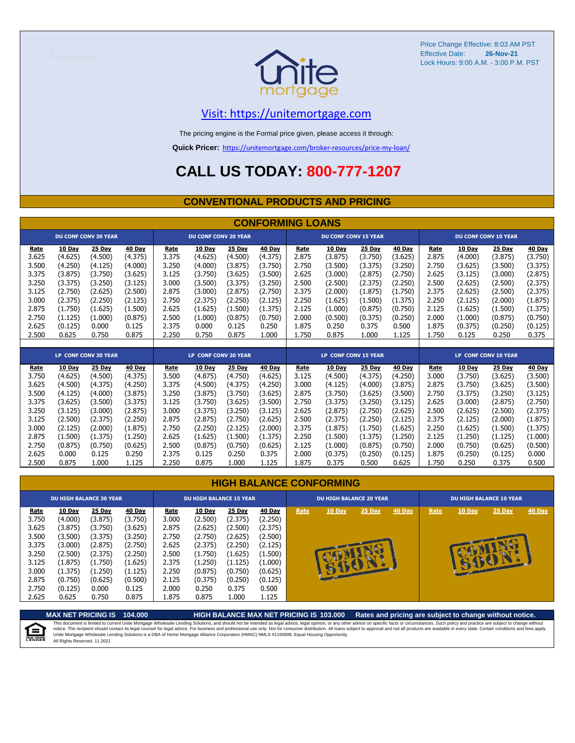Price Change Effective: 8:03 AM PST
Effective Date: **26-Nov-21**
Lock Hours: 9:00 A.M. - 3:00 P.M. PST

unite mortgage

[Visit: https://unitemortgage.com](https://unitemortgage.com)

The pricing engine is the Formal price given, please access it through:

**Quick Pricer:** [https://unitemortgage.com/broker-resources/price-my-loan/](https://unitemortgage.com/broker-resources/price-my-loan/)

# CALL US TODAY: 800-777-1207

## CONVENTIONAL PRODUCTS AND PRICING

### CONFORMING LOANS

| DU CONF CONV 30 YEAR | | | | DU CONF CONV 20 YEAR | | | | DU CONF CONV 15 YEAR | | | | DU CONF CONV 10 YEAR | | | |
|---|---|---|---|---|---|---|---|---|---|---|---|---|---|---|---|
| Rate | 10 Day | 25 Day | 40 Day | Rate | 10 Day | 25 Day | 40 Day | Rate | 10 Day | 25 Day | 40 Day | Rate | 10 Day | 25 Day | 40 Day |
| 3.625 | (4.625) | (4.500) | (4.375) | 3.375 | (4.625) | (4.500) | (4.375) | 2.875 | (3.875) | (3.750) | (3.625) | 2.875 | (4.000) | (3.875) | (3.750) |
| 3.500 | (4.250) | (4.125) | (4.000) | 3.250 | (4.000) | (3.875) | (3.750) | 2.750 | (3.500) | (3.375) | (3.250) | 2.750 | (3.625) | (3.500) | (3.375) |
| 3.375 | (3.875) | (3.750) | (3.625) | 3.125 | (3.750) | (3.625) | (3.500) | 2.625 | (3.000) | (2.875) | (2.750) | 2.625 | (3.125) | (3.000) | (2.875) |
| 3.250 | (3.375) | (3.250) | (3.125) | 3.000 | (3.500) | (3.375) | (3.250) | 2.500 | (2.500) | (2.375) | (2.250) | 2.500 | (2.625) | (2.500) | (2.375) |
| 3.125 | (2.750) | (2.625) | (2.500) | 2.875 | (3.000) | (2.875) | (2.750) | 2.375 | (2.000) | (1.875) | (1.750) | 2.375 | (2.625) | (2.500) | (2.375) |
| 3.000 | (2.375) | (2.250) | (2.125) | 2.750 | (2.375) | (2.250) | (2.125) | 2.250 | (1.625) | (1.500) | (1.375) | 2.250 | (2.125) | (2.000) | (1.875) |
| 2.875 | (1.750) | (1.625) | (1.500) | 2.625 | (1.625) | (1.500) | (1.375) | 2.125 | (1.000) | (0.875) | (0.750) | 2.125 | (1.625) | (1.500) | (1.375) |
| 2.750 | (1.125) | (1.000) | (0.875) | 2.500 | (1.000) | (0.875) | (0.750) | 2.000 | (0.500) | (0.375) | (0.250) | 2.000 | (1.000) | (0.875) | (0.750) |
| 2.625 | (0.125) | 0.000 | 0.125 | 2.375 | 0.000 | 0.125 | 0.250 | 1.875 | 0.250 | 0.375 | 0.500 | 1.875 | (0.375) | (0.250) | (0.125) |
| 2.500 | 0.625 | 0.750 | 0.875 | 2.250 | 0.750 | 0.875 | 1.000 | 1.750 | 0.875 | 1.000 | 1.125 | 1.750 | 0.125 | 0.250 | 0.375 |

| LP CONF CONV 30 YEAR | | | | LP CONF CONV 20 YEAR | | | | LP CONF CONV 15 YEAR | | | | LP CONF CONV 10 YEAR | | | |
|---|---|---|---|---|---|---|---|---|---|---|---|---|---|---|---|
| Rate | 10 Day | 25 Day | 40 Day | Rate | 10 Day | 25 Day | 40 Day | Rate | 10 Day | 25 Day | 40 Day | Rate | 10 Day | 25 Day | 40 Day |
| 3.750 | (4.625) | (4.500) | (4.375) | 3.500 | (4.875) | (4.750) | (4.625) | 3.125 | (4.500) | (4.375) | (4.250) | 3.000 | (3.750) | (3.625) | (3.500) |
| 3.625 | (4.500) | (4.375) | (4.250) | 3.375 | (4.500) | (4.375) | (4.250) | 3.000 | (4.125) | (4.000) | (3.875) | 2.875 | (3.750) | (3.625) | (3.500) |
| 3.500 | (4.125) | (4.000) | (3.875) | 3.250 | (3.875) | (3.750) | (3.625) | 2.875 | (3.750) | (3.625) | (3.500) | 2.750 | (3.375) | (3.250) | (3.125) |
| 3.375 | (3.625) | (3.500) | (3.375) | 3.125 | (3.750) | (3.625) | (3.500) | 2.750 | (3.375) | (3.250) | (3.125) | 2.625 | (3.000) | (2.875) | (2.750) |
| 3.250 | (3.125) | (3.000) | (2.875) | 3.000 | (3.375) | (3.250) | (3.125) | 2.625 | (2.875) | (2.750) | (2.625) | 2.500 | (2.625) | (2.500) | (2.375) |
| 3.125 | (2.500) | (2.375) | (2.250) | 2.875 | (2.875) | (2.750) | (2.625) | 2.500 | (2.375) | (2.250) | (2.125) | 2.375 | (2.125) | (2.000) | (1.875) |
| 3.000 | (2.125) | (2.000) | (1.875) | 2.750 | (2.250) | (2.125) | (2.000) | 2.375 | (1.875) | (1.750) | (1.625) | 2.250 | (1.625) | (1.500) | (1.375) |
| 2.875 | (1.500) | (1.375) | (1.250) | 2.625 | (1.625) | (1.500) | (1.375) | 2.250 | (1.500) | (1.375) | (1.250) | 2.125 | (1.250) | (1.125) | (1.000) |
| 2.750 | (0.875) | (0.750) | (0.625) | 2.500 | (0.875) | (0.750) | (0.625) | 2.125 | (1.000) | (0.875) | (0.750) | 2.000 | (0.750) | (0.625) | (0.500) |
| 2.625 | 0.000 | 0.125 | 0.250 | 2.375 | 0.125 | 0.250 | 0.375 | 2.000 | (0.375) | (0.250) | (0.125) | 1.875 | (0.250) | (0.125) | 0.000 |
| 2.500 | 0.875 | 1.000 | 1.125 | 2.250 | 0.875 | 1.000 | 1.125 | 1.875 | 0.375 | 0.500 | 0.625 | 1.750 | 0.250 | 0.375 | 0.500 |

### HIGH BALANCE CONFORMING

| DU HIGH BALANCE 30 YEAR | | | | DU HIGH BALANCE 15 YEAR | | | | DU HIGH BALANCE 20 YEAR | | | | DU HIGH BALANCE 10 YEAR | | | |
|---|---|---|---|---|---|---|---|---|---|---|---|---|---|---|---|
| Rate | 10 Day | 25 Day | 40 Day | Rate | 10 Day | 25 Day | 40 Day | Rate | 10 Day | 25 Day | 40 Day | Rate | 10 Day | 25 Day | 40 Day |
| 3.750 | (4.000) | (3.875) | (3.750) | 3.000 | (2.500) | (2.375) | (2.250) | COMING SOON! | | | | COMING SOON! | | | |
| 3.625 | (3.875) | (3.750) | (3.625) | 2.875 | (2.625) | (2.500) | (2.375) | | | | | | | | |
| 3.500 | (3.500) | (3.375) | (3.250) | 2.750 | (2.750) | (2.625) | (2.500) | | | | | | | | |
| 3.375 | (3.000) | (2.875) | (2.750) | 2.625 | (2.375) | (2.250) | (2.125) | | | | | | | | |
| 3.250 | (2.500) | (2.375) | (2.250) | 2.500 | (1.750) | (1.625) | (1.500) | | | | | | | | |
| 3.125 | (1.875) | (1.750) | (1.625) | 2.375 | (1.250) | (1.125) | (1.000) | | | | | | | | |
| 3.000 | (1.375) | (1.250) | (1.125) | 2.250 | (0.875) | (0.750) | (0.625) | | | | | | | | |
| 2.875 | (0.750) | (0.625) | (0.500) | 2.125 | (0.375) | (0.250) | (0.125) | | | | | | | | |
| 2.750 | (0.125) | 0.000 | 0.125 | 2.000 | 0.250 | 0.375 | 0.500 | | | | | | | | |
| 2.625 | 0.625 | 0.750 | 0.875 | 1.875 | 0.875 | 1.000 | 1.125 | | | | | | | | |

**MAX NET PRICING IS 104.000** **HIGH BALANCE MAX NET PRICING IS 103.000** **Rates and pricing are subject to change without notice.**

This document is limited to current Unite Mortgage Wholesale Lending Solutions, and should not be intended as legal advice, legal opinion, or any other advice on specific facts or circumstances. Such policy and practice are subject to change without notice. The recipient should contact its legal counsel for legal advice. For business and professional use only. Not for consumer distribution. All loans subject to approval and not all products are available in every state. Certain conditions and fees apply. Unite Mortgage Wholesale Lending Solutions is a DBA of Home Mortgage Alliance Corporation (HMAC) NMLS #1165808. Equal Housing Opportunity.
All Rights Reserved. 11.2021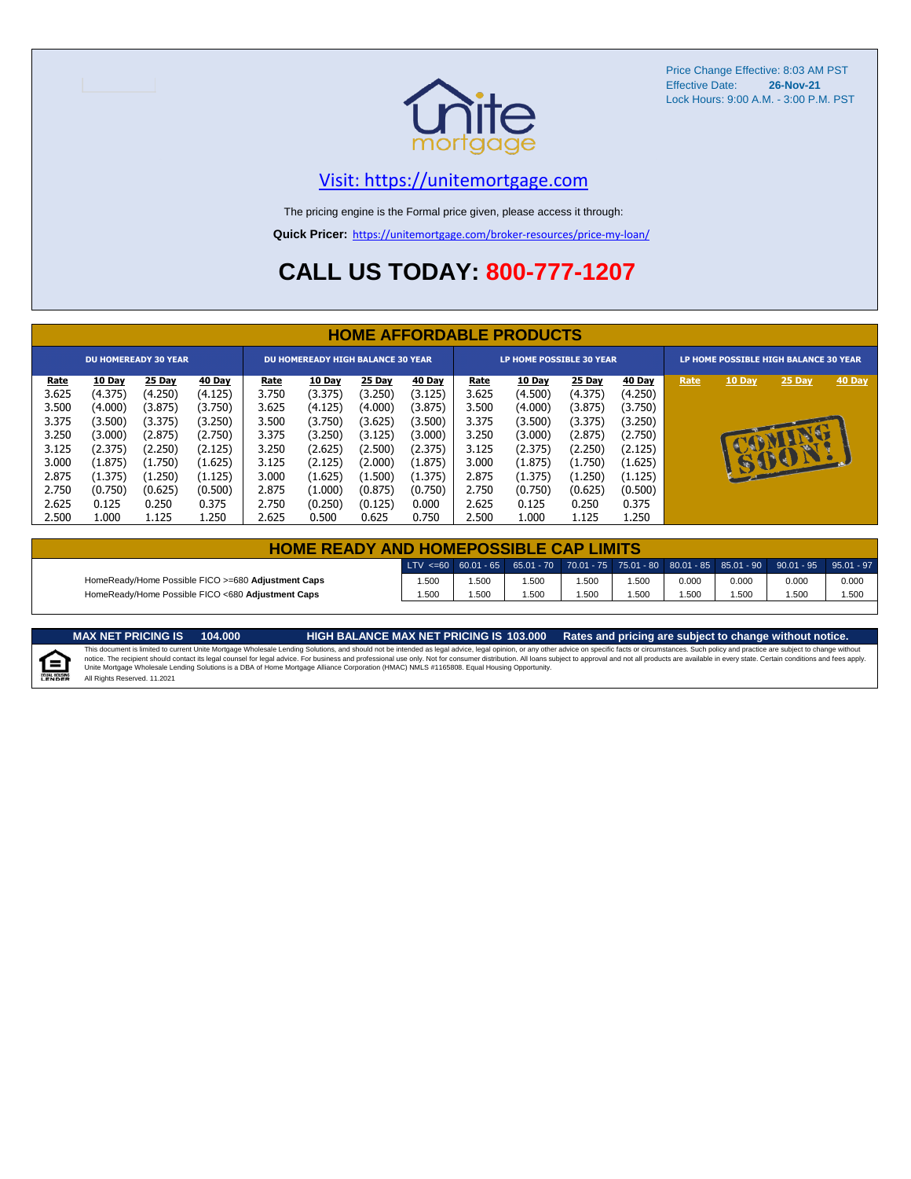Price Change Effective: 8:03 AM PST
Effective Date: **26-Nov-21**
Lock Hours: 9:00 A.M. - 3:00 P.M. PST

unite mortgage

Visit: https://unitemortgage.com

The pricing engine is the Formal price given, please access it through:

**Quick Pricer:** https://unitemortgage.com/broker-resources/price-my-loan/

# CALL US TODAY: 800-777-1207

## HOME AFFORDABLE PRODUCTS

| DU HOMEREADY 30 YEAR | | | | DU HOMEREADY HIGH BALANCE 30 YEAR | | | | LP HOME POSSIBLE 30 YEAR | | | | LP HOME POSSIBLE HIGH BALANCE 30 YEAR | | | |
|---|---|---|---|---|---|---|---|---|---|---|---|---|---|---|---|
| Rate | 10 Day | 25 Day | 40 Day | Rate | 10 Day | 25 Day | 40 Day | Rate | 10 Day | 25 Day | 40 Day | Rate | 10 Day | 25 Day | 40 Day |
| 3.625 | (4.375) | (4.250) | (4.125) | 3.750 | (3.375) | (3.250) | (3.125) | 3.625 | (4.500) | (4.375) | (4.250) | COMING SOON! | | | |
| 3.500 | (4.000) | (3.875) | (3.750) | 3.625 | (4.125) | (4.000) | (3.875) | 3.500 | (4.000) | (3.875) | (3.750) | | | | |
| 3.375 | (3.500) | (3.375) | (3.250) | 3.500 | (3.750) | (3.625) | (3.500) | 3.375 | (3.500) | (3.375) | (3.250) | | | | |
| 3.250 | (3.000) | (2.875) | (2.750) | 3.375 | (3.250) | (3.125) | (3.000) | 3.250 | (3.000) | (2.875) | (2.750) | | | | |
| 3.125 | (2.375) | (2.250) | (2.125) | 3.250 | (2.625) | (2.500) | (2.375) | 3.125 | (2.375) | (2.250) | (2.125) | | | | |
| 3.000 | (1.875) | (1.750) | (1.625) | 3.125 | (2.125) | (2.000) | (1.875) | 3.000 | (1.875) | (1.750) | (1.625) | | | | |
| 2.875 | (1.375) | (1.250) | (1.125) | 3.000 | (1.625) | (1.500) | (1.375) | 2.875 | (1.375) | (1.250) | (1.125) | | | | |
| 2.750 | (0.750) | (0.625) | (0.500) | 2.875 | (1.000) | (0.875) | (0.750) | 2.750 | (0.750) | (0.625) | (0.500) | | | | |
| 2.625 | 0.125 | 0.250 | 0.375 | 2.750 | (0.250) | (0.125) | 0.000 | 2.625 | 0.125 | 0.250 | 0.375 | | | | |
| 2.500 | 1.000 | 1.125 | 1.250 | 2.625 | 0.500 | 0.625 | 0.750 | 2.500 | 1.000 | 1.125 | 1.250 | | | | |

## HOME READY AND HOMEPOSSIBLE CAP LIMITS

| | LTV <=60 | 60.01 - 65 | 65.01 - 70 | 70.01 - 75 | 75.01 - 80 | 80.01 - 85 | 85.01 - 90 | 90.01 - 95 | 95.01 - 97 |
|---|---|---|---|---|---|---|---|---|---|
| HomeReady/Home Possible FICO >=680 **Adjustment Caps** | 1.500 | 1.500 | 1.500 | 1.500 | 1.500 | 0.000 | 0.000 | 0.000 | 0.000 |
| HomeReady/Home Possible FICO <680 **Adjustment Caps** | 1.500 | 1.500 | 1.500 | 1.500 | 1.500 | 1.500 | 1.500 | 1.500 | 1.500 |

**MAX NET PRICING IS 104.000** **HIGH BALANCE MAX NET PRICING IS 103.000** **Rates and pricing are subject to change without notice.**

This document is limited to current Unite Mortgage Wholesale Lending Solutions, and should not be intended as legal advice, legal opinion, or any other advice on specific facts or circumstances. Such policy and practice are subject to change without notice. The recipient should contact its legal counsel for legal advice. For business and professional use only. Not for consumer distribution. All loans subject to approval and not all products are available in every state. Certain conditions and fees apply. Unite Mortgage Wholesale Lending Solutions is a DBA of Home Mortgage Alliance Corporation (HMAC) NMLS #1165808. Equal Housing Opportunity.

All Rights Reserved. 11.2021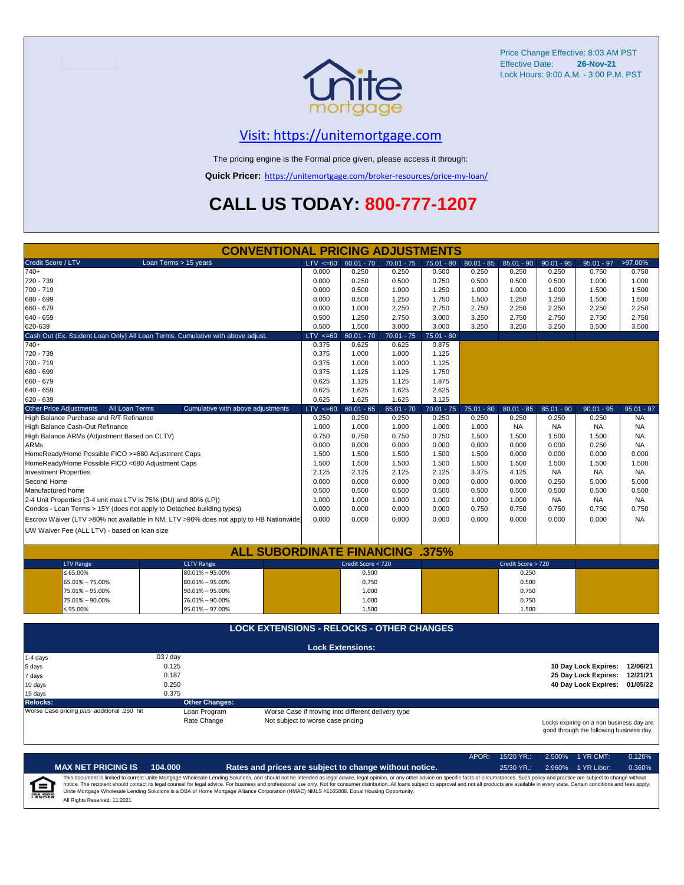Price Change Effective: 8:03 AM PST
Effective Date: **26-Nov-21**
Lock Hours: 9:00 A.M. - 3:00 P.M. PST

## [Visit: https://unitemortgage.com](https://unitemortgage.com)

The pricing engine is the Formal price given, please access it through:

**Quick Pricer:** https://unitemortgage.com/broker-resources/price-my-loan/

# CALL US TODAY: 800-777-1207

## CONVENTIONAL PRICING ADJUSTMENTS

| Credit Score / LTV    Loan Terms > 15 years | LTV <=60 | 60.01 - 70 | 70.01 - 75 | 75.01 - 80 | 80.01 - 85 | 85.01 - 90 | 90.01 - 95 | 95.01 - 97 | >97.00% |
|---|---|---|---|---|---|---|---|---|---|
| 740+ | 0.000 | 0.250 | 0.250 | 0.500 | 0.250 | 0.250 | 0.250 | 0.750 | 0.750 |
| 720 - 739 | 0.000 | 0.250 | 0.500 | 0.750 | 0.500 | 0.500 | 0.500 | 1.000 | 1.000 |
| 700 - 719 | 0.000 | 0.500 | 1.000 | 1.250 | 1.000 | 1.000 | 1.000 | 1.500 | 1.500 |
| 680 - 699 | 0.000 | 0.500 | 1.250 | 1.750 | 1.500 | 1.250 | 1.250 | 1.500 | 1.500 |
| 660 - 679 | 0.000 | 1.000 | 2.250 | 2.750 | 2.750 | 2.250 | 2.250 | 2.250 | 2.250 |
| 640 - 659 | 0.500 | 1.250 | 2.750 | 3.000 | 3.250 | 2.750 | 2.750 | 2.750 | 2.750 |
| 620-639 | 0.500 | 1.500 | 3.000 | 3.000 | 3.250 | 3.250 | 3.250 | 3.500 | 3.500 |

| Cash Out (Ex. Student Loan Only) All Loan Terms. Cumulative with above adjust. | LTV <=60 | 60.01 - 70 | 70.01 - 75 | 75.01 - 80 |
|---|---|---|---|---|
| 740+ | 0.375 | 0.625 | 0.625 | 0.875 |
| 720 - 739 | 0.375 | 1.000 | 1.000 | 1.125 |
| 700 - 719 | 0.375 | 1.000 | 1.000 | 1.125 |
| 680 - 699 | 0.375 | 1.125 | 1.125 | 1.750 |
| 660 - 679 | 0.625 | 1.125 | 1.125 | 1.875 |
| 640 - 659 | 0.625 | 1.625 | 1.625 | 2.625 |
| 620 - 639 | 0.625 | 1.625 | 1.625 | 3.125 |

| Other Price Adjustments    All Loan Terms    Cumulative with above adjustments | LTV <=60 | 60.01 - 65 | 65.01 - 70 | 70.01 - 75 | 75.01 - 80 | 80.01 - 85 | 85.01 - 90 | 90.01 - 95 | 95.01 - 97 |
|---|---|---|---|---|---|---|---|---|---|
| High Balance Purchase and R/T Refinance | 0.250 | 0.250 | 0.250 | 0.250 | 0.250 | 0.250 | 0.250 | 0.250 | NA |
| High Balance Cash-Out Refinance | 1.000 | 1.000 | 1.000 | 1.000 | 1.000 | NA | NA | NA | NA |
| High Balance ARMs (Adjustment Based on CLTV) | 0.750 | 0.750 | 0.750 | 0.750 | 1.500 | 1.500 | 1.500 | 1.500 | NA |
| ARMs | 0.000 | 0.000 | 0.000 | 0.000 | 0.000 | 0.000 | 0.000 | 0.250 | NA |
| HomeReady/Home Possible FICO >=680 Adjustment Caps | 1.500 | 1.500 | 1.500 | 1.500 | 1.500 | 0.000 | 0.000 | 0.000 | 0.000 |
| HomeReady/Home Possible FICO <680 Adjustment Caps | 1.500 | 1.500 | 1.500 | 1.500 | 1.500 | 1.500 | 1.500 | 1.500 | 1.500 |
| Investment Properties | 2.125 | 2.125 | 2.125 | 2.125 | 3.375 | 4.125 | NA | NA | NA |
| Second Home | 0.000 | 0.000 | 0.000 | 0.000 | 0.000 | 0.000 | 0.250 | 5.000 | 5.000 |
| Manufactured home | 0.500 | 0.500 | 0.500 | 0.500 | 0.500 | 0.500 | 0.500 | 0.500 | 0.500 |
| 2-4 Unit Properties (3-4 unit max LTV is 75% (DU) and 80% (LP)) | 1.000 | 1.000 | 1.000 | 1.000 | 1.000 | 1.000 | NA | NA | NA |
| Condos - Loan Terms > 15Y (does not apply to Detached building types) | 0.000 | 0.000 | 0.000 | 0.000 | 0.750 | 0.750 | 0.750 | 0.750 | 0.750 |
| Escrow Waiver (LTV >80% not available in NM, LTV >90% does not apply to HB Nationwide) | 0.000 | 0.000 | 0.000 | 0.000 | 0.000 | 0.000 | 0.000 | 0.000 | NA |
| UW Waiver Fee (ALL LTV) - based on loan size | | | | | | | | | |

## ALL SUBORDINATE FINANCING .375%

| LTV Range | CLTV Range | Credit Score < 720 | Credit Score > 720 |
|---|---|---|---|
| ≤ 65.00% | 80.01% – 95.00% | 0.500 | 0.250 |
| 65.01% – 75.00% | 80.01% – 95.00% | 0.750 | 0.500 |
| 75.01% – 95.00% | 90.01% – 95.00% | 1.000 | 0.750 |
| 75.01% – 90.00% | 76.01% – 90.00% | 1.000 | 0.750 |
| ≤ 95.00% | 95.01% – 97.00% | 1.500 | 1.500 |

## LOCK EXTENSIONS - RELOCKS - OTHER CHANGES

**Lock Extensions:**

| | |
|---|---|
| 1-4 days | .03 / day |
| 5 days | 0.125 |
| 7 days | 0.187 |
| 10 days | 0.250 |
| 15 days | 0.375 |

| | |
|---|---|
| **10 Day Lock Expires:** | **12/06/21** |
| **25 Day Lock Expires:** | **12/21/21** |
| **40 Day Lock Expires:** | **01/05/22** |

**Relocks:**
Worse Case pricing *plus* additional .250 hit

**Other Changes:**

| | |
|---|---|
| Loan Program | Worse Case if moving into different delivery type |
| Rate Change | Not subject to worse case pricing |

Locks expiring on a non business day are good through the following business day.

| APOR: | 15/20 YR.: | 2.500% | 1 YR CMT: | 0.120% |
|---|---|---|---|---|
| | 25/30 YR.: | 2.960% | 1 YR Libor: | 0.360% |

**MAX NET PRICING IS 104.000**

**Rates and prices are subject to change without notice.**

This document is limited to current Unite Mortgage Wholesale Lending Solutions, and should not be intended as legal advice, legal opinion, or any other advice on specific facts or circumstances. Such policy and practice are subject to change without notice. The recipient should contact its legal counsel for legal advice. For business and professional use only. Not for consumer distribution. All loans subject to approval and not all products are available in every state. Certain conditions and fees apply. Unite Mortgage Wholesale Lending Solutions is a DBA of Home Mortgage Alliance Corporation (HMAC) NMLS #1165808. Equal Housing Opportunity.

All Rights Reserved. 11.2021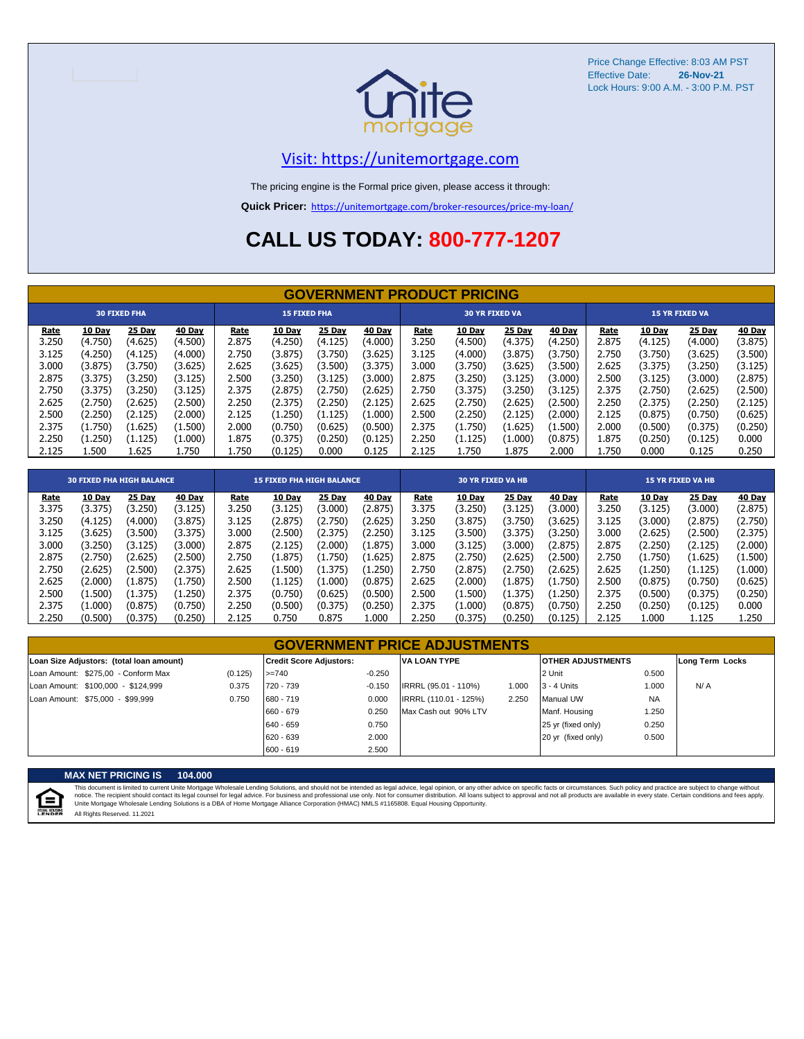Price Change Effective: 8:03 AM PST
Effective Date: **26-Nov-21**
Lock Hours: 9:00 A.M. - 3:00 P.M. PST

Visit: https://unitemortgage.com

The pricing engine is the Formal price given, please access it through:

**Quick Pricer:** https://unitemortgage.com/broker-resources/price-my-loan/

# CALL US TODAY: 800-777-1207

## GOVERNMENT PRODUCT PRICING

| 30 FIXED FHA | | | | 15 FIXED FHA | | | | 30 YR FIXED VA | | | | 15 YR FIXED VA | | | |
|---|---|---|---|---|---|---|---|---|---|---|---|---|---|---|---|
| Rate | 10 Day | 25 Day | 40 Day | Rate | 10 Day | 25 Day | 40 Day | Rate | 10 Day | 25 Day | 40 Day | Rate | 10 Day | 25 Day | 40 Day |
| 3.250 | (4.750) | (4.625) | (4.500) | 2.875 | (4.250) | (4.125) | (4.000) | 3.250 | (4.500) | (4.375) | (4.250) | 2.875 | (4.125) | (4.000) | (3.875) |
| 3.125 | (4.250) | (4.125) | (4.000) | 2.750 | (3.875) | (3.750) | (3.625) | 3.125 | (4.000) | (3.875) | (3.750) | 2.750 | (3.750) | (3.625) | (3.500) |
| 3.000 | (3.875) | (3.750) | (3.625) | 2.625 | (3.625) | (3.500) | (3.375) | 3.000 | (3.750) | (3.625) | (3.500) | 2.625 | (3.375) | (3.250) | (3.125) |
| 2.875 | (3.375) | (3.250) | (3.125) | 2.500 | (3.250) | (3.125) | (3.000) | 2.875 | (3.250) | (3.125) | (3.000) | 2.500 | (3.125) | (3.000) | (2.875) |
| 2.750 | (3.375) | (3.250) | (3.125) | 2.375 | (2.875) | (2.750) | (2.625) | 2.750 | (3.375) | (3.250) | (3.125) | 2.375 | (2.750) | (2.625) | (2.500) |
| 2.625 | (2.750) | (2.625) | (2.500) | 2.250 | (2.375) | (2.250) | (2.125) | 2.625 | (2.750) | (2.625) | (2.500) | 2.250 | (2.375) | (2.250) | (2.125) |
| 2.500 | (2.250) | (2.125) | (2.000) | 2.125 | (1.250) | (1.125) | (1.000) | 2.500 | (2.250) | (2.125) | (2.000) | 2.125 | (0.875) | (0.750) | (0.625) |
| 2.375 | (1.750) | (1.625) | (1.500) | 2.000 | (0.750) | (0.625) | (0.500) | 2.375 | (1.750) | (1.625) | (1.500) | 2.000 | (0.500) | (0.375) | (0.250) |
| 2.250 | (1.250) | (1.125) | (1.000) | 1.875 | (0.375) | (0.250) | (0.125) | 2.250 | (1.125) | (1.000) | (0.875) | 1.875 | (0.250) | (0.125) | 0.000 |
| 2.125 | 1.500 | 1.625 | 1.750 | 1.750 | (0.125) | 0.000 | 0.125 | 2.125 | 1.750 | 1.875 | 2.000 | 1.750 | 0.000 | 0.125 | 0.250 |

| 30 FIXED FHA HIGH BALANCE | | | | 15 FIXED FHA HIGH BALANCE | | | | 30 YR FIXED VA HB | | | | 15 YR FIXED VA HB | | | |
|---|---|---|---|---|---|---|---|---|---|---|---|---|---|---|---|
| Rate | 10 Day | 25 Day | 40 Day | Rate | 10 Day | 25 Day | 40 Day | Rate | 10 Day | 25 Day | 40 Day | Rate | 10 Day | 25 Day | 40 Day |
| 3.375 | (3.375) | (3.250) | (3.125) | 3.250 | (3.125) | (3.000) | (2.875) | 3.375 | (3.250) | (3.125) | (3.000) | 3.250 | (3.125) | (3.000) | (2.875) |
| 3.250 | (4.125) | (4.000) | (3.875) | 3.125 | (2.875) | (2.750) | (2.625) | 3.250 | (3.875) | (3.750) | (3.625) | 3.125 | (3.000) | (2.875) | (2.750) |
| 3.125 | (3.625) | (3.500) | (3.375) | 3.000 | (2.500) | (2.375) | (2.250) | 3.125 | (3.500) | (3.375) | (3.250) | 3.000 | (2.625) | (2.500) | (2.375) |
| 3.000 | (3.250) | (3.125) | (3.000) | 2.875 | (2.125) | (2.000) | (1.875) | 3.000 | (3.125) | (3.000) | (2.875) | 2.875 | (2.250) | (2.125) | (2.000) |
| 2.875 | (2.750) | (2.625) | (2.500) | 2.750 | (1.875) | (1.750) | (1.625) | 2.875 | (2.750) | (2.625) | (2.500) | 2.750 | (1.750) | (1.625) | (1.500) |
| 2.750 | (2.625) | (2.500) | (2.375) | 2.625 | (1.500) | (1.375) | (1.250) | 2.750 | (2.875) | (2.750) | (2.625) | 2.625 | (1.250) | (1.125) | (1.000) |
| 2.625 | (2.000) | (1.875) | (1.750) | 2.500 | (1.125) | (1.000) | (0.875) | 2.625 | (2.000) | (1.875) | (1.750) | 2.500 | (0.875) | (0.750) | (0.625) |
| 2.500 | (1.500) | (1.375) | (1.250) | 2.375 | (0.750) | (0.625) | (0.500) | 2.500 | (1.500) | (1.375) | (1.250) | 2.375 | (0.500) | (0.375) | (0.250) |
| 2.375 | (1.000) | (0.875) | (0.750) | 2.250 | (0.500) | (0.375) | (0.250) | 2.375 | (1.000) | (0.875) | (0.750) | 2.250 | (0.250) | (0.125) | 0.000 |
| 2.250 | (0.500) | (0.375) | (0.250) | 2.125 | 0.750 | 0.875 | 1.000 | 2.250 | (0.375) | (0.250) | (0.125) | 2.125 | 1.000 | 1.125 | 1.250 |

## GOVERNMENT PRICE ADJUSTMENTS

| Loan Size Adjustors: (total loan amount) | | Credit Score Adjustors: | | VA LOAN TYPE | | OTHER ADJUSTMENTS | | Long Term Locks |
|---|---|---|---|---|---|---|---|---|
| Loan Amount: $275,00 - Conform Max | (0.125) | >=740 | -0.250 | | | 2 Unit | 0.500 | |
| Loan Amount: $100,000 - $124,999 | 0.375 | 720 - 739 | -0.150 | IRRRL (95.01 - 110%) | 1.000 | 3 - 4 Units | 1.000 | N/ A |
| Loan Amount: $75,000 - $99,999 | 0.750 | 680 - 719 | 0.000 | IRRRL (110.01 - 125%) | 2.250 | Manual UW | NA | |
| | | 660 - 679 | 0.250 | Max Cash out 90% LTV | | Manf. Housing | 1.250 | |
| | | 640 - 659 | 0.750 | | | 25 yr (fixed only) | 0.250 | |
| | | 620 - 639 | 2.000 | | | 20 yr (fixed only) | 0.500 | |
| | | 600 - 619 | 2.500 | | | | | |

**MAX NET PRICING IS 104.000**

This document is limited to current Unite Mortgage Wholesale Lending Solutions, and should not be intended as legal advice, legal opinion, or any other advice on specific facts or circumstances. Such policy and practice are subject to change without notice. The recipient should contact its legal counsel for legal advice. For business and professional use only. Not for consumer distribution. All loans subject to approval and not all products are available in every state. Certain conditions and fees apply. Unite Mortgage Wholesale Lending Solutions is a DBA of Home Mortgage Alliance Corporation (HMAC) NMLS #1165808. Equal Housing Opportunity.
All Rights Reserved. 11.2021